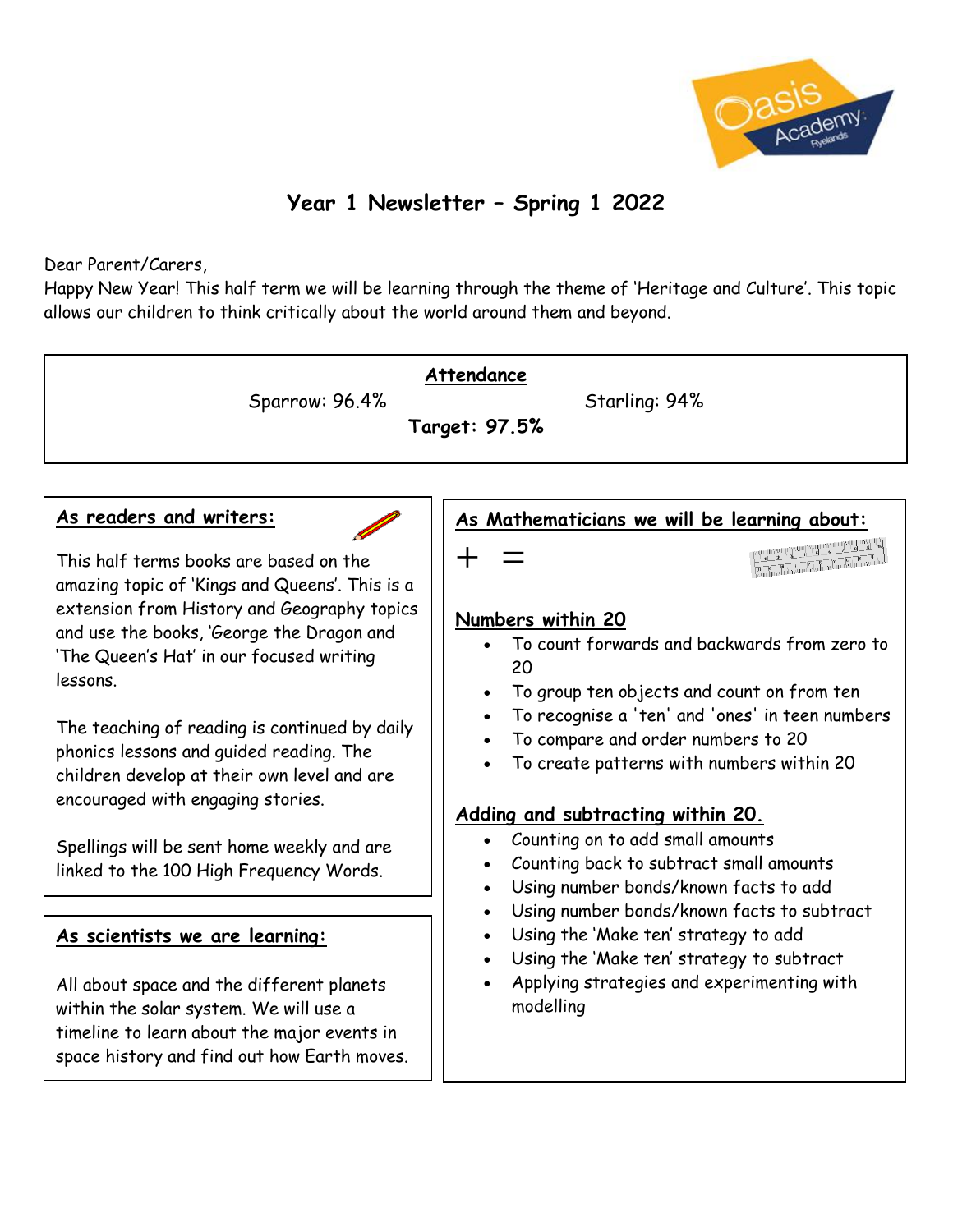# Year 1 Newsletter – Spring 1 2022

Dear Parent/Carers,

Happy New Year! This half term we will be learning through the theme of 'Heritage and Culture'. This topic allows our children to think critically about the world around them and beyond.

## Attendance

Sparrow: 96.4%     Starling: 94%

**Target: 97.5%**

## As readers and writers:

This half terms books are based on the amazing topic of 'Kings and Queens'. This is a extension from History and Geography topics and use the books, 'George the Dragon and 'The Queen's Hat' in our focused writing lessons.

The teaching of reading is continued by daily phonics lessons and guided reading. The children develop at their own level and are encouraged with engaging stories.

Spellings will be sent home weekly and are linked to the 100 High Frequency Words.

## As scientists we are learning:

All about space and the different planets within the solar system. We will use a timeline to learn about the major events in space history and find out how Earth moves.

## As Mathematicians we will be learning about:

+ =

### Numbers within 20

- To count forwards and backwards from zero to 20
- To group ten objects and count on from ten
- To recognise a 'ten' and 'ones' in teen numbers
- To compare and order numbers to 20
- To create patterns with numbers within 20

### Adding and subtracting within 20.

- Counting on to add small amounts
- Counting back to subtract small amounts
- Using number bonds/known facts to add
- Using number bonds/known facts to subtract
- Using the 'Make ten' strategy to add
- Using the 'Make ten' strategy to subtract
- Applying strategies and experimenting with modelling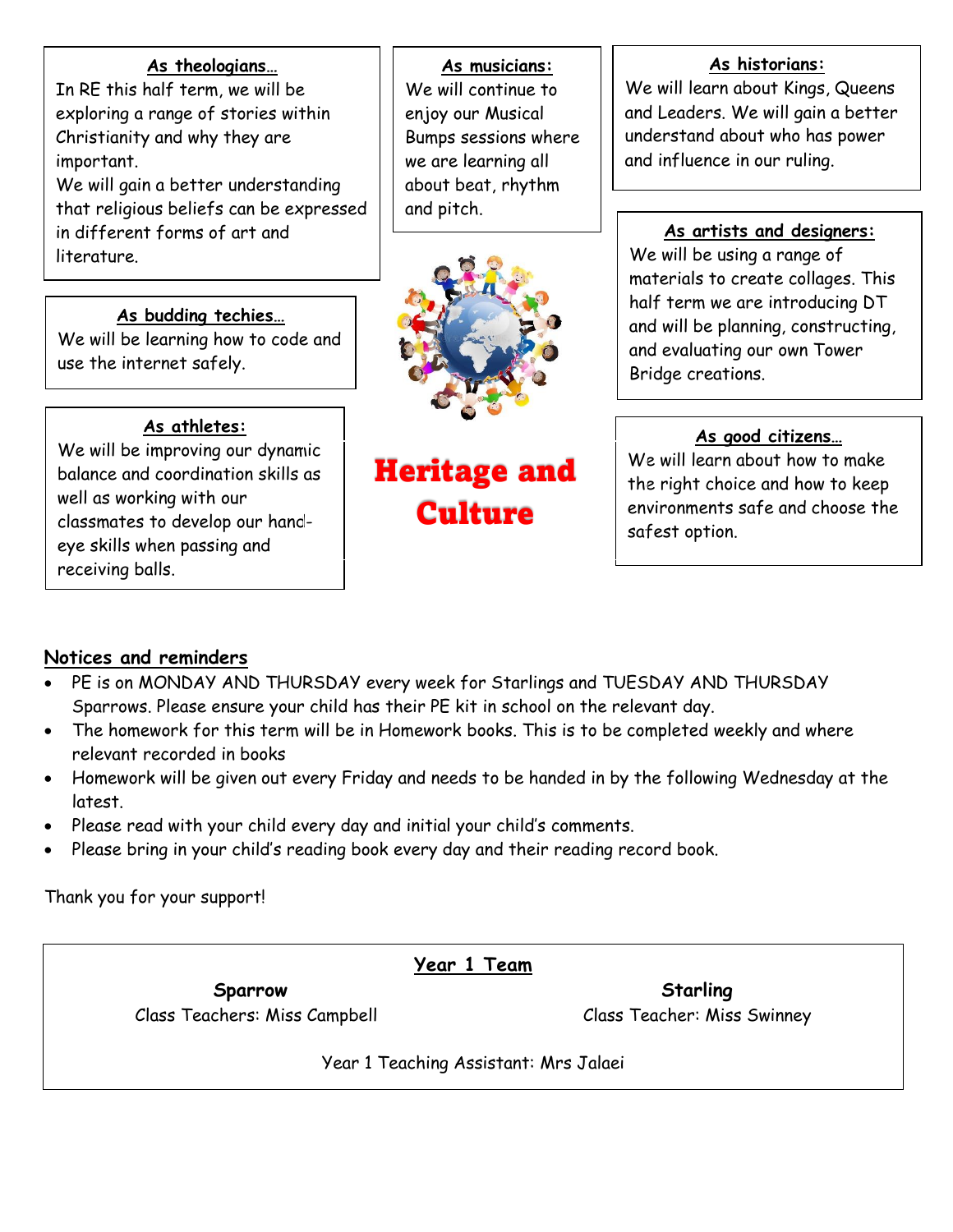**As theologians…**

In RE this half term, we will be exploring a range of stories within Christianity and why they are important.
We will gain a better understanding that religious beliefs can be expressed in different forms of art and literature.

**As musicians:**

We will continue to enjoy our Musical Bumps sessions where we are learning all about beat, rhythm and pitch.

**As historians:**

We will learn about Kings, Queens and Leaders. We will gain a better understand about who has power and influence in our ruling.

**As budding techies…**

We will be learning how to code and use the internet safely.

**As artists and designers:**

We will be using a range of materials to create collages. This half term we are introducing DT and will be planning, constructing, and evaluating our own Tower Bridge creations.

**As athletes:**

We will be improving our dynamic balance and coordination skills as well as working with our classmates to develop our hand-eye skills when passing and receiving balls.

# Heritage and Culture

**As good citizens…**

We will learn about how to make the right choice and how to keep environments safe and choose the safest option.

## Notices and reminders

- PE is on MONDAY AND THURSDAY every week for Starlings and TUESDAY AND THURSDAY Sparrows. Please ensure your child has their PE kit in school on the relevant day.
- The homework for this term will be in Homework books. This is to be completed weekly and where relevant recorded in books
- Homework will be given out every Friday and needs to be handed in by the following Wednesday at the latest.
- Please read with your child every day and initial your child's comments.
- Please bring in your child's reading book every day and their reading record book.

Thank you for your support!

**Year 1 Team**

**Sparrow**
Class Teachers: Miss Campbell

**Starling**
Class Teacher: Miss Swinney

Year 1 Teaching Assistant: Mrs Jalaei